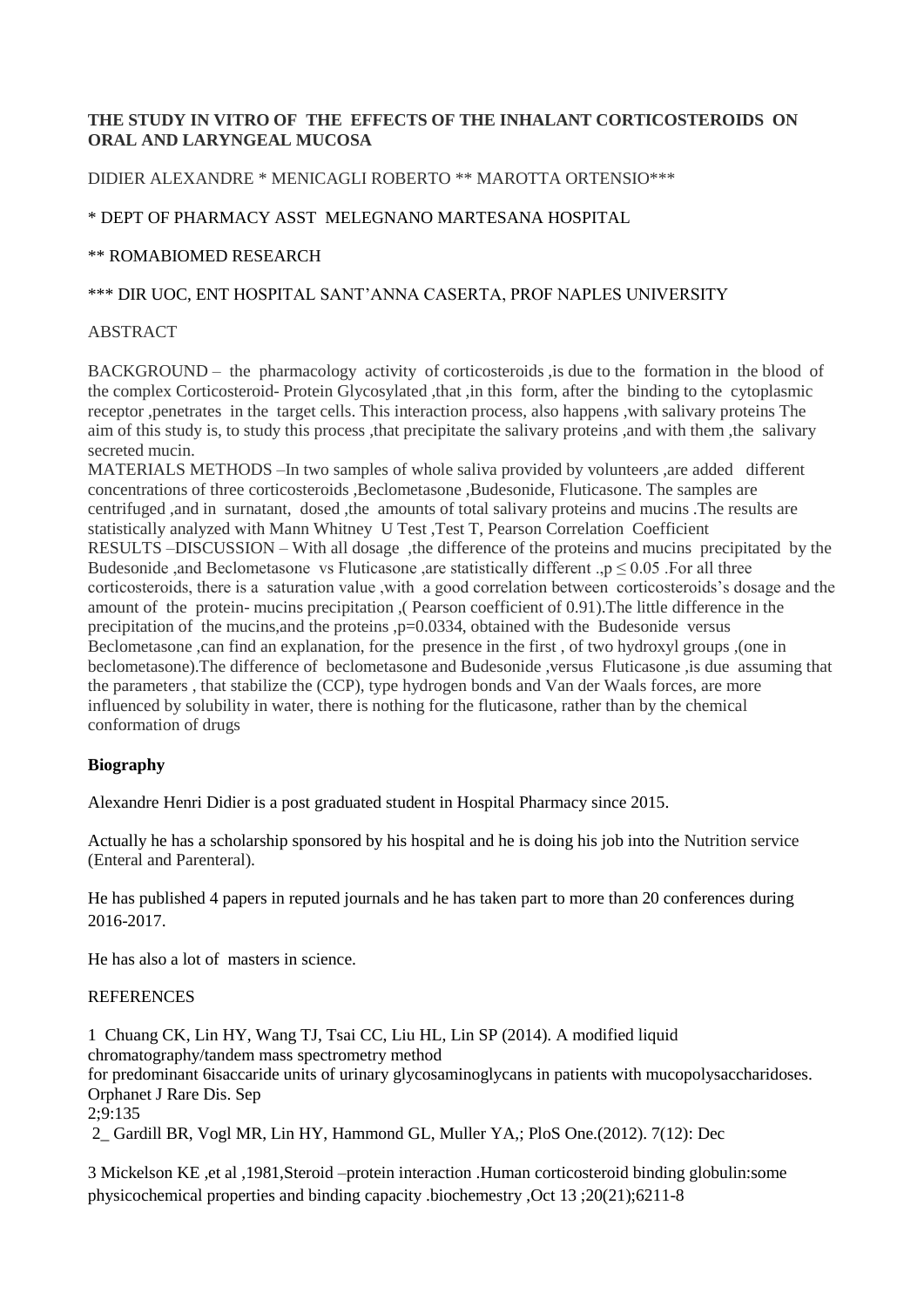# THE STUDY IN VITRO OF THE EFFECTS OF THE INHALANT CORTICOSTEROIDS ON ORAL AND LARYNGEAL MUCOSA

DIDIER ALEXANDRE * MENICAGLI ROBERTO ** MAROTTA ORTENSIO***

* DEPT OF PHARMACY ASST MELEGNANO MARTESANA HOSPITAL

** ROMABIOMED RESEARCH

*** DIR UOC, ENT HOSPITAL SANT'ANNA CASERTA, PROF NAPLES UNIVERSITY

ABSTRACT

BACKGROUND – the pharmacology activity of corticosteroids ,is due to the formation in the blood of the complex Corticosteroid- Protein Glycosylated ,that ,in this form, after the binding to the cytoplasmic receptor ,penetrates in the target cells. This interaction process, also happens ,with salivary proteins The aim of this study is, to study this process ,that precipitate the salivary proteins ,and with them ,the salivary secreted mucin.

MATERIALS METHODS –In two samples of whole saliva provided by volunteers ,are added different concentrations of three corticosteroids ,Beclometasone ,Budesonide, Fluticasone. The samples are centrifuged ,and in surnatant, dosed ,the amounts of total salivary proteins and mucins .The results are statistically analyzed with Mann Whitney U Test ,Test T, Pearson Correlation Coefficient

RESULTS –DISCUSSION – With all dosage ,the difference of the proteins and mucins precipitated by the Budesonide ,and Beclometasone vs Fluticasone ,are statistically different .,$p \leq 0.05$ .For all three corticosteroids, there is a saturation value ,with a good correlation between corticosteroids's dosage and the amount of the protein- mucins precipitation ,( Pearson coefficient of 0.91).The little difference in the precipitation of the mucins,and the proteins ,$p=0.0334$, obtained with the Budesonide versus Beclometasone ,can find an explanation, for the presence in the first , of two hydroxyl groups ,(one in beclometasone).The difference of beclometasone and Budesonide ,versus Fluticasone ,is due assuming that the parameters , that stabilize the (CCP), type hydrogen bonds and Van der Waals forces, are more influenced by solubility in water, there is nothing for the fluticasone, rather than by the chemical conformation of drugs

**Biography**

Alexandre Henri Didier is a post graduated student in Hospital Pharmacy since 2015.

Actually he has a scholarship sponsored by his hospital and he is doing his job into the Nutrition service (Enteral and Parenteral).

He has published 4 papers in reputed journals and he has taken part to more than 20 conferences during 2016-2017.

He has also a lot of masters in science.

REFERENCES

1 Chuang CK, Lin HY, Wang TJ, Tsai CC, Liu HL, Lin SP (2014). A modified liquid chromatography/tandem mass spectrometry method for predominant 6isaccaride units of urinary glycosaminoglycans in patients with mucopolysaccharidoses. Orphanet J Rare Dis. Sep 2;9:135

2_ Gardill BR, Vogl MR, Lin HY, Hammond GL, Muller YA,; PloS One.(2012). 7(12): Dec

3 Mickelson KE ,et al ,1981,Steroid –protein interaction .Human corticosteroid binding globulin:some physicochemical properties and binding capacity .biochemestry ,Oct 13 ;20(21);6211-8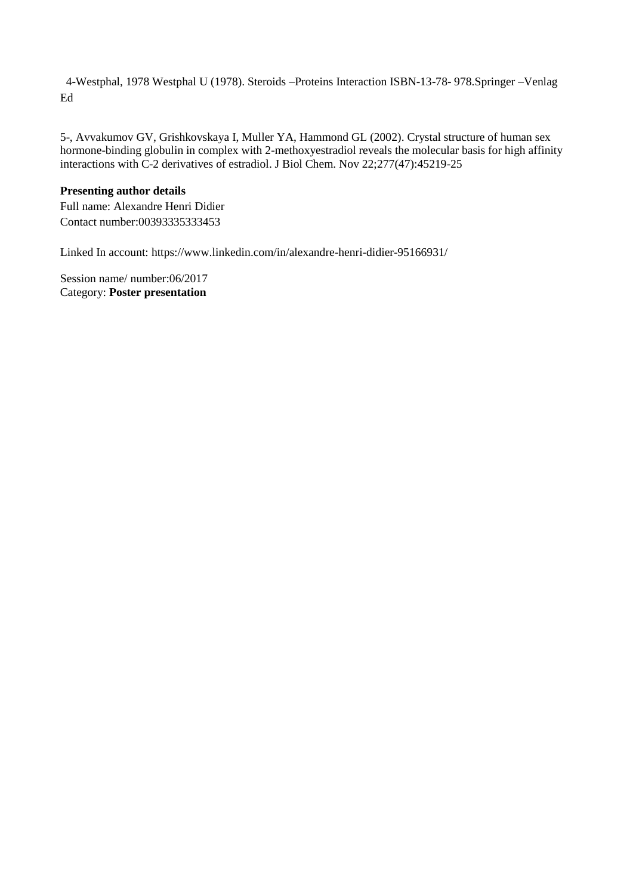4-Westphal, 1978 Westphal U (1978). Steroids –Proteins Interaction ISBN-13-78- 978.Springer –Venlag Ed

5-, Avvakumov GV, Grishkovskaya I, Muller YA, Hammond GL (2002). Crystal structure of human sex hormone-binding globulin in complex with 2-methoxyestradiol reveals the molecular basis for high affinity interactions with C-2 derivatives of estradiol. J Biol Chem. Nov 22;277(47):45219-25

**Presenting author details**

Full name: Alexandre Henri Didier
Contact number:00393335333453

Linked In account: https://www.linkedin.com/in/alexandre-henri-didier-95166931/

Session name/ number:06/2017
Category: **Poster presentation**